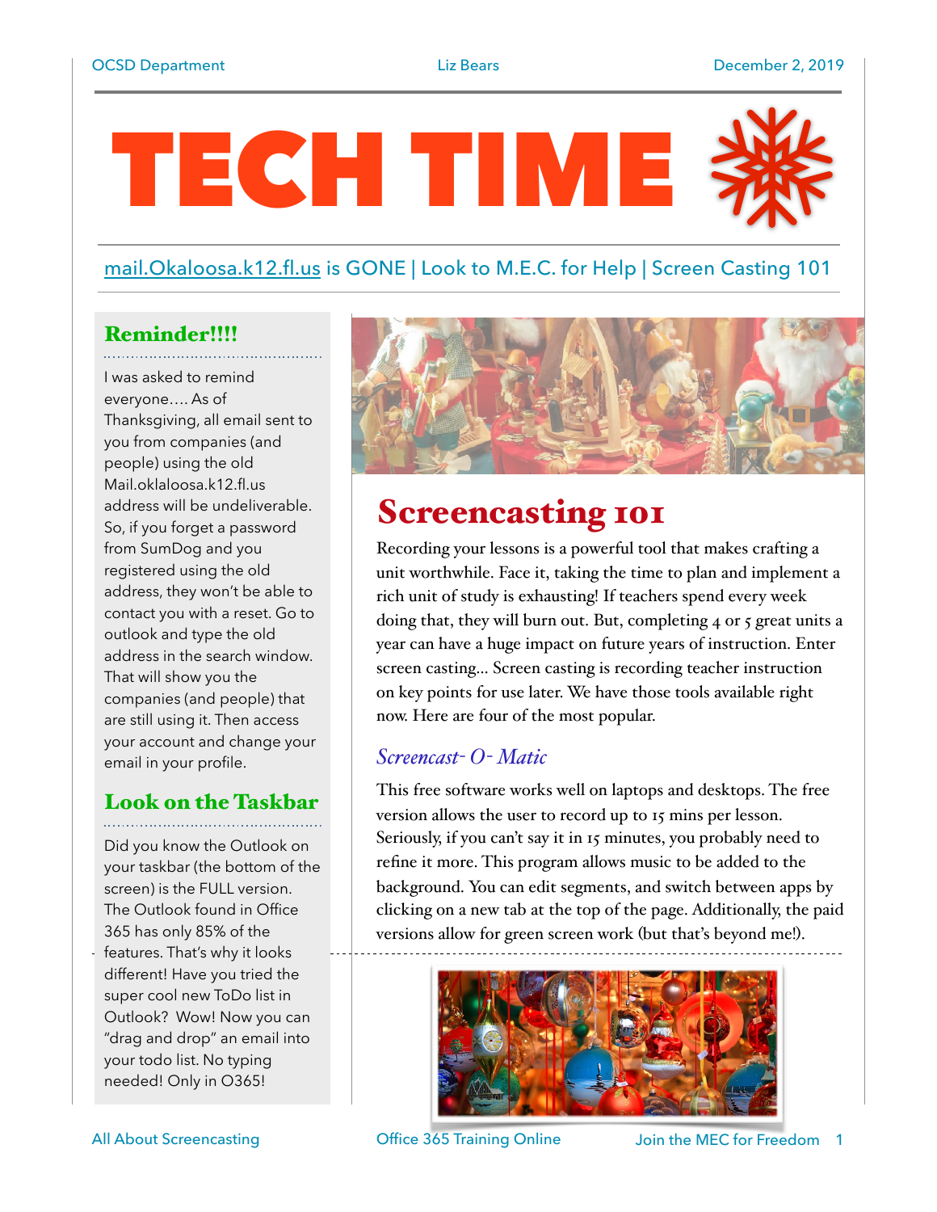# TECH TIME

mail.Okaloosa.k12.fl.us is GONE | Look to M.E.C. for Help | Screen Casting 101

## Reminder!!!!

I was asked to remind everyone…. As of Thanksgiving, all email sent to you from companies (and people) using the old Mail.oklaloosa.k12.fl.us address will be undeliverable. So, if you forget a password from SumDog and you registered using the old address, they won't be able to contact you with a reset. Go to outlook and type the old address in the search window. That will show you the companies (and people) that are still using it. Then access your account and change your email in your profile.

## Look on the Taskbar

Did you know the Outlook on your taskbar (the bottom of the screen) is the FULL version. The Outlook found in Office 365 has only 85% of the features. That's why it looks different! Have you tried the super cool new ToDo list in Outlook? Wow! Now you can "drag and drop" an email into your todo list. No typing needed! Only in O365!

## Screencasting 101

Recording your lessons is a powerful tool that makes crafting a unit worthwhile. Face it, taking the time to plan and implement a rich unit of study is exhausting! If teachers spend every week doing that, they will burn out. But, completing 4 or 5 great units a year can have a huge impact on future years of instruction. Enter screen casting… Screen casting is recording teacher instruction on key points for use later. We have those tools available right now. Here are four of the most popular.

### *Screencast- O- Matic*

This free software works well on laptops and desktops. The free version allows the user to record up to 15 mins per lesson. Seriously, if you can't say it in 15 minutes, you probably need to refine it more. This program allows music to be added to the background. You can edit segments, and switch between apps by clicking on a new tab at the top of the page. Additionally, the paid versions allow for green screen work (but that's beyond me!).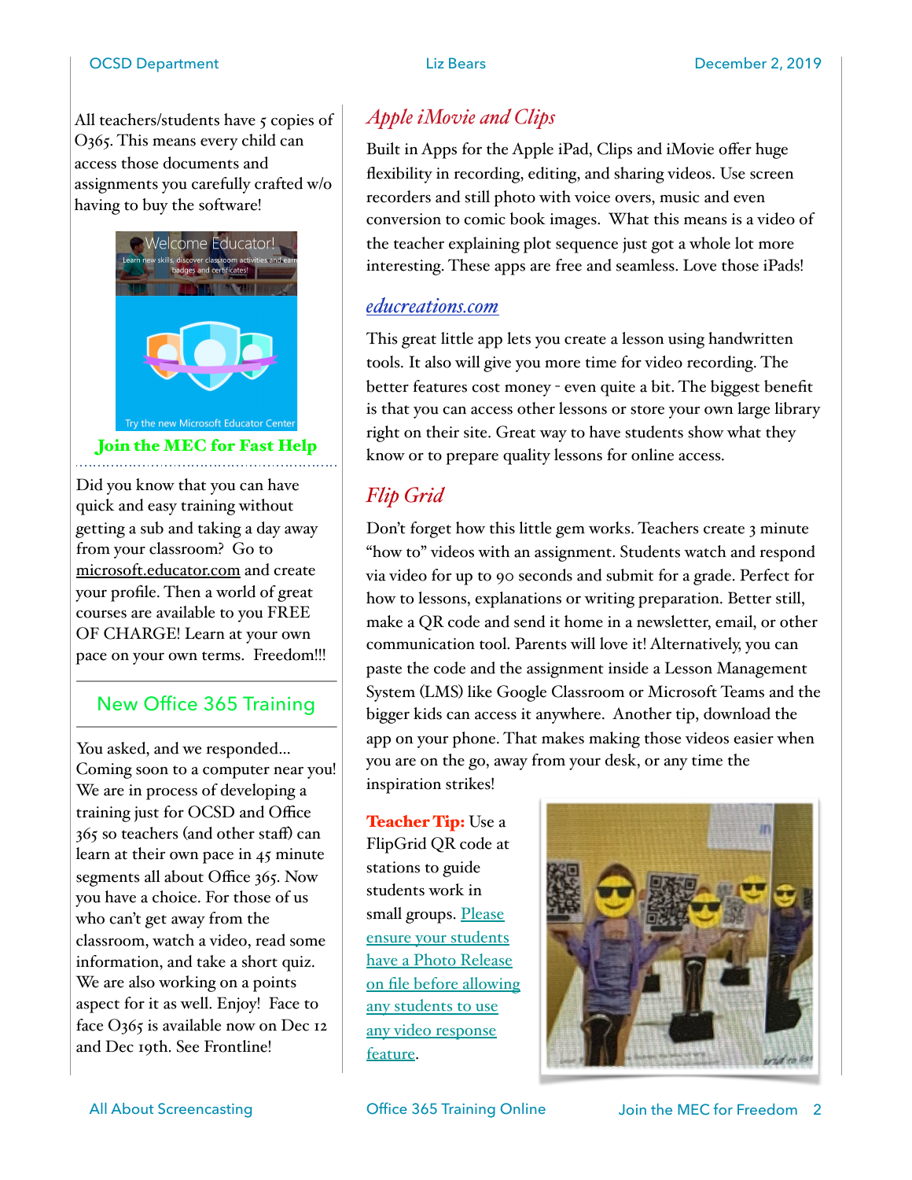All teachers/students have 5 copies of O365. This means every child can access those documents and assignments you carefully crafted w/o having to buy the software!

**Join the MEC for Fast Help**

Did you know that you can have quick and easy training without getting a sub and taking a day away from your classroom? Go to microsoft.educator.com and create your profile. Then a world of great courses are available to you FREE OF CHARGE! Learn at your own pace on your own terms. Freedom!!!

## New Office 365 Training

You asked, and we responded… Coming soon to a computer near you! We are in process of developing a training just for OCSD and Office 365 so teachers (and other staff) can learn at their own pace in 45 minute segments all about Office 365. Now you have a choice. For those of us who can't get away from the classroom, watch a video, read some information, and take a short quiz. We are also working on a points aspect for it as well. Enjoy! Face to face O365 is available now on Dec 12 and Dec 19th. See Frontline!

## *Apple iMovie and Clips*

Built in Apps for the Apple iPad, Clips and iMovie offer huge flexibility in recording, editing, and sharing videos. Use screen recorders and still photo with voice overs, music and even conversion to comic book images. What this means is a video of the teacher explaining plot sequence just got a whole lot more interesting. These apps are free and seamless. Love those iPads!

## *educreations.com*

This great little app lets you create a lesson using handwritten tools. It also will give you more time for video recording. The better features cost money - even quite a bit. The biggest benefit is that you can access other lessons or store your own large library right on their site. Great way to have students show what they know or to prepare quality lessons for online access.

## *Flip Grid*

Don't forget how this little gem works. Teachers create 3 minute "how to" videos with an assignment. Students watch and respond via video for up to 90 seconds and submit for a grade. Perfect for how to lessons, explanations or writing preparation. Better still, make a QR code and send it home in a newsletter, email, or other communication tool. Parents will love it! Alternatively, you can paste the code and the assignment inside a Lesson Management System (LMS) like Google Classroom or Microsoft Teams and the bigger kids can access it anywhere. Another tip, download the app on your phone. That makes making those videos easier when you are on the go, away from your desk, or any time the inspiration strikes!

**Teacher Tip:** Use a FlipGrid QR code at stations to guide students work in small groups. Please ensure your students have a Photo Release on file before allowing any students to use any video response feature.